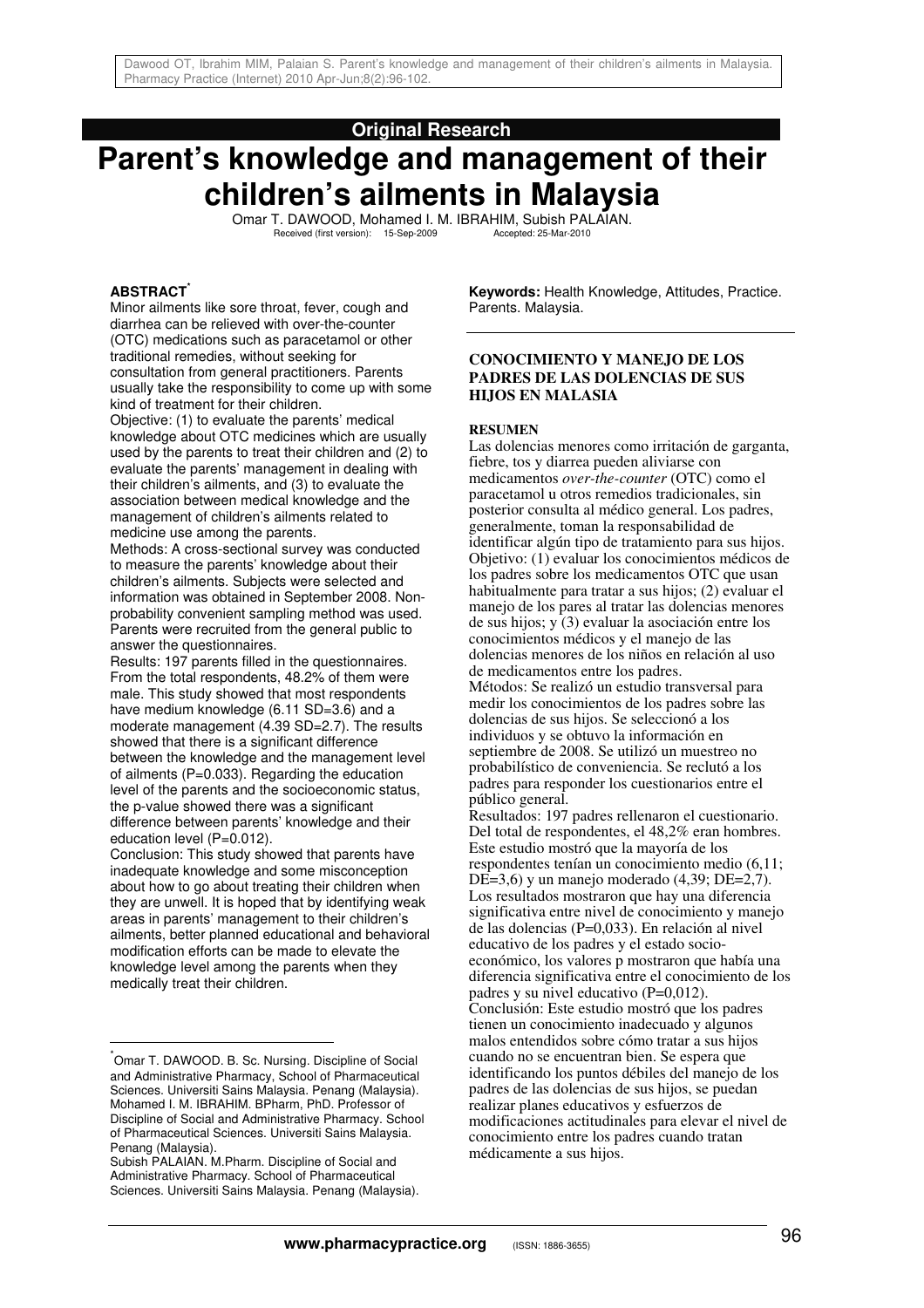**Original Research**

# Parent's knowledge and management of their children's ailments in Malaysia

Omar T. DAWOOD, Mohamed I. M. IBRAHIM, Subish PALAIAN.

Received (first version): 15-Sep-2009 Accepted: 25-Mar-2010

## ABSTRACT*

Minor ailments like sore throat, fever, cough and diarrhea can be relieved with over-the-counter (OTC) medications such as paracetamol or other traditional remedies, without seeking for consultation from general practitioners. Parents usually take the responsibility to come up with some kind of treatment for their children.

Objective: (1) to evaluate the parents' medical knowledge about OTC medicines which are usually used by the parents to treat their children and (2) to evaluate the parents' management in dealing with their children's ailments, and (3) to evaluate the association between medical knowledge and the management of children's ailments related to medicine use among the parents.

Methods: A cross-sectional survey was conducted to measure the parents' knowledge about their children's ailments. Subjects were selected and information was obtained in September 2008. Non-probability convenient sampling method was used. Parents were recruited from the general public to answer the questionnaires.

Results: 197 parents filled in the questionnaires. From the total respondents, 48.2% of them were male. This study showed that most respondents have medium knowledge (6.11 SD=3.6) and a moderate management (4.39 SD=2.7). The results showed that there is a significant difference between the knowledge and the management level of ailments (P=0.033). Regarding the education level of the parents and the socioeconomic status, the p-value showed there was a significant difference between parents' knowledge and their education level (P=0.012).

Conclusion: This study showed that parents have inadequate knowledge and some misconception about how to go about treating their children when they are unwell. It is hoped that by identifying weak areas in parents' management to their children's ailments, better planned educational and behavioral modification efforts can be made to elevate the knowledge level among the parents when they medically treat their children.

**Keywords:** Health Knowledge, Attitudes, Practice. Parents. Malaysia.

## CONOCIMIENTO Y MANEJO DE LOS PADRES DE LAS DOLENCIAS DE SUS HIJOS EN MALASIA

### RESUMEN

Las dolencias menores como irritación de garganta, fiebre, tos y diarrea pueden aliviarse con medicamentos *over-the-counter* (OTC) como el paracetamol u otros remedios tradicionales, sin posterior consulta al médico general. Los padres, generalmente, toman la responsabilidad de identificar algún tipo de tratamiento para sus hijos.

Objetivo: (1) evaluar los conocimientos médicos de los padres sobre los medicamentos OTC que usan habitualmente para tratar a sus hijos; (2) evaluar el manejo de los pares al tratar las dolencias menores de sus hijos; y (3) evaluar la asociación entre los conocimientos médicos y el manejo de las dolencias menores de los niños en relación al uso de medicamentos entre los padres.

Métodos: Se realizó un estudio transversal para medir los conocimientos de los padres sobre las dolencias de sus hijos. Se seleccionó a los individuos y se obtuvo la información en septiembre de 2008. Se utilizó un muestreo no probabilístico de conveniencia. Se reclutó a los padres para responder los cuestionarios entre el público general.

Resultados: 197 padres rellenaron el cuestionario. Del total de respondentes, el 48,2% eran hombres. Este estudio mostró que la mayoría de los respondentes tenían un conocimiento medio (6,11; DE=3,6) y un manejo moderado (4,39; DE=2,7). Los resultados mostraron que hay una diferencia significativa entre nivel de conocimiento y manejo de las dolencias (P=0,033). En relación al nivel educativo de los padres y el estado socio-económico, los valores p mostraron que había una diferencia significativa entre el conocimiento de los padres y su nivel educativo (P=0,012).

Conclusión: Este estudio mostró que los padres tienen un conocimiento inadecuado y algunos malos entendidos sobre cómo tratar a sus hijos cuando no se encuentran bien. Se espera que identificando los puntos débiles del manejo de los padres de las dolencias de sus hijos, se puedan realizar planes educativos y esfuerzos de modificaciones actitudinales para elevar el nivel de conocimiento entre los padres cuando tratan médicamente a sus hijos.

---

*Omar T. DAWOOD. B. Sc. Nursing. Discipline of Social and Administrative Pharmacy, School of Pharmaceutical Sciences. Universiti Sains Malaysia. Penang (Malaysia). Mohamed I. M. IBRAHIM. BPharm, PhD. Professor of Discipline of Social and Administrative Pharmacy. School of Pharmaceutical Sciences. Universiti Sains Malaysia. Penang (Malaysia).

Subish PALAIAN. M.Pharm. Discipline of Social and Administrative Pharmacy. School of Pharmaceutical Sciences. Universiti Sains Malaysia. Penang (Malaysia).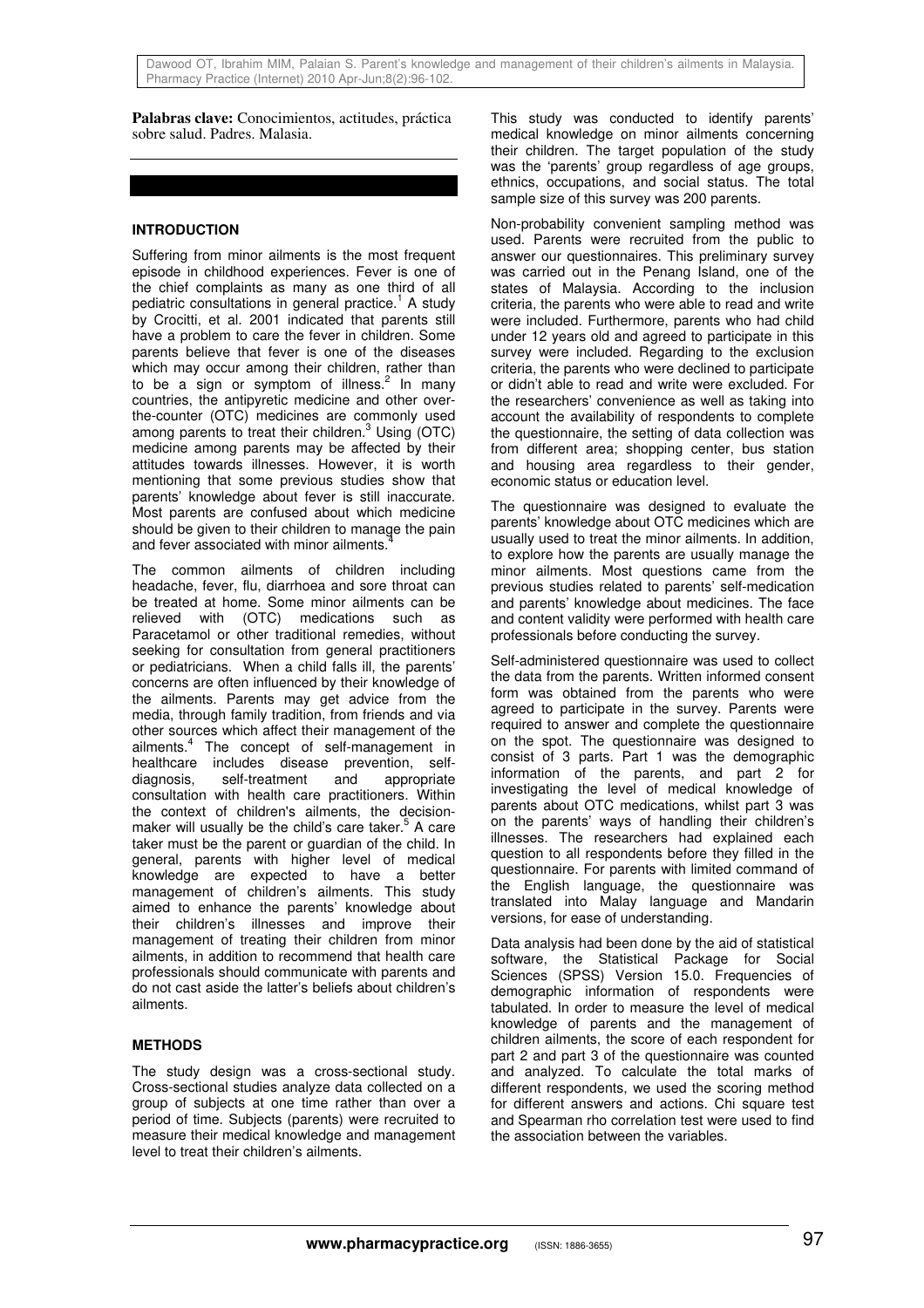**Palabras clave:** Conocimientos, actitudes, práctica sobre salud. Padres. Malasia.

## INTRODUCTION

Suffering from minor ailments is the most frequent episode in childhood experiences. Fever is one of the chief complaints as many as one third of all pediatric consultations in general practice.[1] A study by Crocitti, et al. 2001 indicated that parents still have a problem to care the fever in children. Some parents believe that fever is one of the diseases which may occur among their children, rather than to be a sign or symptom of illness.[2] In many countries, the antipyretic medicine and other over-the-counter (OTC) medicines are commonly used among parents to treat their children.[3] Using (OTC) medicine among parents may be affected by their attitudes towards illnesses. However, it is worth mentioning that some previous studies show that parents' knowledge about fever is still inaccurate. Most parents are confused about which medicine should be given to their children to manage the pain and fever associated with minor ailments.[4]

The common ailments of children including headache, fever, flu, diarrhoea and sore throat can be treated at home. Some minor ailments can be relieved with (OTC) medications such as Paracetamol or other traditional remedies, without seeking for consultation from general practitioners or pediatricians. When a child falls ill, the parents' concerns are often influenced by their knowledge of the ailments. Parents may get advice from the media, through family tradition, from friends and via other sources which affect their management of the ailments.[4] The concept of self-management in healthcare includes disease prevention, self-diagnosis, self-treatment and appropriate consultation with health care practitioners. Within the context of children's ailments, the decision-maker will usually be the child's care taker.[5] A care taker must be the parent or guardian of the child. In general, parents with higher level of medical knowledge are expected to have a better management of children's ailments. This study aimed to enhance the parents' knowledge about their children's illnesses and improve their management of treating their children from minor ailments, in addition to recommend that health care professionals should communicate with parents and do not cast aside the latter's beliefs about children's ailments.

## METHODS

The study design was a cross-sectional study. Cross-sectional studies analyze data collected on a group of subjects at one time rather than over a period of time. Subjects (parents) were recruited to measure their medical knowledge and management level to treat their children's ailments.

This study was conducted to identify parents' medical knowledge on minor ailments concerning their children. The target population of the study was the 'parents' group regardless of age groups, ethnics, occupations, and social status. The total sample size of this survey was 200 parents.

Non-probability convenient sampling method was used. Parents were recruited from the public to answer our questionnaires. This preliminary survey was carried out in the Penang Island, one of the states of Malaysia. According to the inclusion criteria, the parents who were able to read and write were included. Furthermore, parents who had child under 12 years old and agreed to participate in this survey were included. Regarding to the exclusion criteria, the parents who were declined to participate or didn't able to read and write were excluded. For the researchers' convenience as well as taking into account the availability of respondents to complete the questionnaire, the setting of data collection was from different area; shopping center, bus station and housing area regardless to their gender, economic status or education level.

The questionnaire was designed to evaluate the parents' knowledge about OTC medicines which are usually used to treat the minor ailments. In addition, to explore how the parents are usually manage the minor ailments. Most questions came from the previous studies related to parents' self-medication and parents' knowledge about medicines. The face and content validity were performed with health care professionals before conducting the survey.

Self-administered questionnaire was used to collect the data from the parents. Written informed consent form was obtained from the parents who were agreed to participate in the survey. Parents were required to answer and complete the questionnaire on the spot. The questionnaire was designed to consist of 3 parts. Part 1 was the demographic information of the parents, and part 2 for investigating the level of medical knowledge of parents about OTC medications, whilst part 3 was on the parents' ways of handling their children's illnesses. The researchers had explained each question to all respondents before they filled in the questionnaire. For parents with limited command of the English language, the questionnaire was translated into Malay language and Mandarin versions, for ease of understanding.

Data analysis had been done by the aid of statistical software, the Statistical Package for Social Sciences (SPSS) Version 15.0. Frequencies of demographic information of respondents were tabulated. In order to measure the level of medical knowledge of parents and the management of children ailments, the score of each respondent for part 2 and part 3 of the questionnaire was counted and analyzed. To calculate the total marks of different respondents, we used the scoring method for different answers and actions. Chi square test and Spearman rho correlation test were used to find the association between the variables.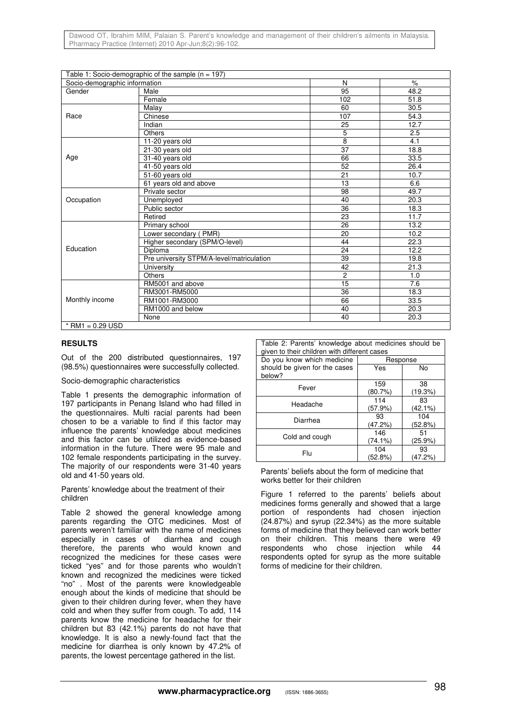Table 1: Socio-demographic of the sample (n = 197)

| Socio-demographic information | | N | % |
|---|---|---|---|
| Gender | Male | 95 | 48.2 |
| | Female | 102 | 51.8 |
| Race | Malay | 60 | 30.5 |
| | Chinese | 107 | 54.3 |
| | Indian | 25 | 12.7 |
| | Others | 5 | 2.5 |
| Age | 11-20 years old | 8 | 4.1 |
| | 21-30 years old | 37 | 18.8 |
| | 31-40 years old | 66 | 33.5 |
| | 41-50 years old | 52 | 26.4 |
| | 51-60 years old | 21 | 10.7 |
| | 61 years old and above | 13 | 6.6 |
| Occupation | Private sector | 98 | 49.7 |
| | Unemployed | 40 | 20.3 |
| | Public sector | 36 | 18.3 |
| | Retired | 23 | 11.7 |
| Education | Primary school | 26 | 13.2 |
| | Lower secondary ( PMR) | 20 | 10.2 |
| | Higher secondary (SPM/O-level) | 44 | 22.3 |
| | Diploma | 24 | 12.2 |
| | Pre university STPM/A-level/matriculation | 39 | 19.8 |
| | University | 42 | 21.3 |
| | Others | 2 | 1.0 |
| Monthly income | RM5001 and above | 15 | 7.6 |
| | RM3001-RM5000 | 36 | 18.3 |
| | RM1001-RM3000 | 66 | 33.5 |
| | RM1000 and below | 40 | 20.3 |
| | None | 40 | 20.3 |

* RM1 = 0.29 USD

## RESULTS

Out of the 200 distributed questionnaires, 197 (98.5%) questionnaires were successfully collected.

Socio-demographic characteristics

Table 1 presents the demographic information of 197 participants in Penang Island who had filled in the questionnaires. Multi racial parents had been chosen to be a variable to find if this factor may influence the parents' knowledge about medicines and this factor can be utilized as evidence-based information in the future. There were 95 male and 102 female respondents participating in the survey. The majority of our respondents were 31-40 years old and 41-50 years old.

Parents' knowledge about the treatment of their children

Table 2 showed the general knowledge among parents regarding the OTC medicines. Most of parents weren't familiar with the name of medicines especially in cases of diarrhea and cough therefore, the parents who would known and recognized the medicines for these cases were ticked "yes" and for those parents who wouldn't known and recognized the medicines were ticked "no" . Most of the parents were knowledgeable enough about the kinds of medicine that should be given to their children during fever, when they have cold and when they suffer from cough. To add, 114 parents know the medicine for headache for their children but 83 (42.1%) parents do not have that knowledge. It is also a newly-found fact that the medicine for diarrhea is only known by 47.2% of parents, the lowest percentage gathered in the list.

Table 2: Parents' knowledge about medicines should be given to their children with different cases

| Do you know which medicine should be given for the cases below? | Response | |
|---|---|---|
| | Yes | No |
| Fever | 159 (80.7%) | 38 (19.3%) |
| Headache | 114 (57.9%) | 83 (42.1%) |
| Diarrhea | 93 (47.2%) | 104 (52.8%) |
| Cold and cough | 146 (74.1%) | 51 (25.9%) |
| Flu | 104 (52.8%) | 93 (47.2%) |

Parents' beliefs about the form of medicine that works better for their children

Figure 1 referred to the parents' beliefs about medicines forms generally and showed that a large portion of respondents had chosen injection (24.87%) and syrup (22.34%) as the more suitable forms of medicine that they believed can work better on their children. This means there were 49 respondents who chose injection while 44 respondents opted for syrup as the more suitable forms of medicine for their children.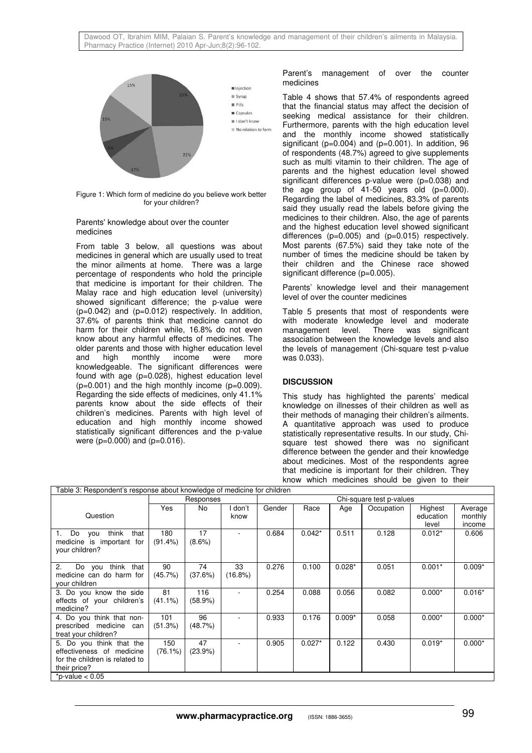Figure 1: Which form of medicine do you believe work better for your children?

### Parents' knowledge about over the counter medicines

From table 3 below, all questions was about medicines in general which are usually used to treat the minor ailments at home. There was a large percentage of respondents who hold the principle that medicine is important for their children. The Malay race and high education level (university) showed significant difference; the p-value were (p=0.042) and (p=0.012) respectively. In addition, 37.6% of parents think that medicine cannot do harm for their children while, 16.8% do not even know about any harmful effects of medicines. The older parents and those with higher education level and high monthly income were more knowledgeable. The significant differences were found with age (p=0.028), highest education level (p=0.001) and the high monthly income (p=0.009). Regarding the side effects of medicines, only 41.1% parents know about the side effects of their children's medicines. Parents with high level of education and high monthly income showed statistically significant differences and the p-value were (p=0.000) and (p=0.016).

### Parent's management of over the counter medicines

Table 4 shows that 57.4% of respondents agreed that the financial status may affect the decision of seeking medical assistance for their children. Furthermore, parents with the high education level and the monthly income showed statistically significant (p=0.004) and (p=0.001). In addition, 96 of respondents (48.7%) agreed to give supplements such as multi vitamin to their children. The age of parents and the highest education level showed significant differences p-value were (p=0.038) and the age group of 41-50 years old (p=0.000). Regarding the label of medicines, 83.3% of parents said they usually read the labels before giving the medicines to their children. Also, the age of parents and the highest education level showed significant differences (p=0.005) and (p=0.015) respectively. Most parents (67.5%) said they take note of the number of times the medicine should be taken by their children and the Chinese race showed significant difference (p=0.005).

### Parents' knowledge level and their management level of over the counter medicines

Table 5 presents that most of respondents were with moderate knowledge level and moderate management level. There was significant association between the knowledge levels and also the levels of management (Chi-square test p-value was 0.033).

## DISCUSSION

This study has highlighted the parents' medical knowledge on illnesses of their children as well as their methods of managing their children's ailments. A quantitative approach was used to produce statistically representative results. In our study, Chi-square test showed there was no significant difference between the gender and their knowledge about medicines. Most of the respondents agree that medicine is important for their children. They know which medicines should be given to their

Table 3: Respondent's response about knowledge of medicine for children

| Question | Responses | | | Chi-square test p-values | | | | | |
|---|---|---|---|---|---|---|---|---|---|
| | Yes | No | I don't know | Gender | Race | Age | Occupation | Highest education level | Average monthly income |
| 1. Do you think that medicine is important for your children? | 180 (91.4%) | 17 (8.6%) | - | 0.684 | 0.042* | 0.511 | 0.128 | 0.012* | 0.606 |
| 2. Do you think that medicine can do harm for your children | 90 (45.7%) | 74 (37.6%) | 33 (16.8%) | 0.276 | 0.100 | 0.028* | 0.051 | 0.001* | 0.009* |
| 3. Do you know the side effects of your children's medicine? | 81 (41.1%) | 116 (58.9%) | - | 0.254 | 0.088 | 0.056 | 0.082 | 0.000* | 0.016* |
| 4. Do you think that non-prescribed medicine can treat your children? | 101 (51.3%) | 96 (48.7%) | - | 0.933 | 0.176 | 0.009* | 0.058 | 0.000* | 0.000* |
| 5. Do you think that the effectiveness of medicine for the children is related to their price? | 150 (76.1%) | 47 (23.9%) | - | 0.905 | 0.027* | 0.122 | 0.430 | 0.019* | 0.000* |

*p-value < 0.05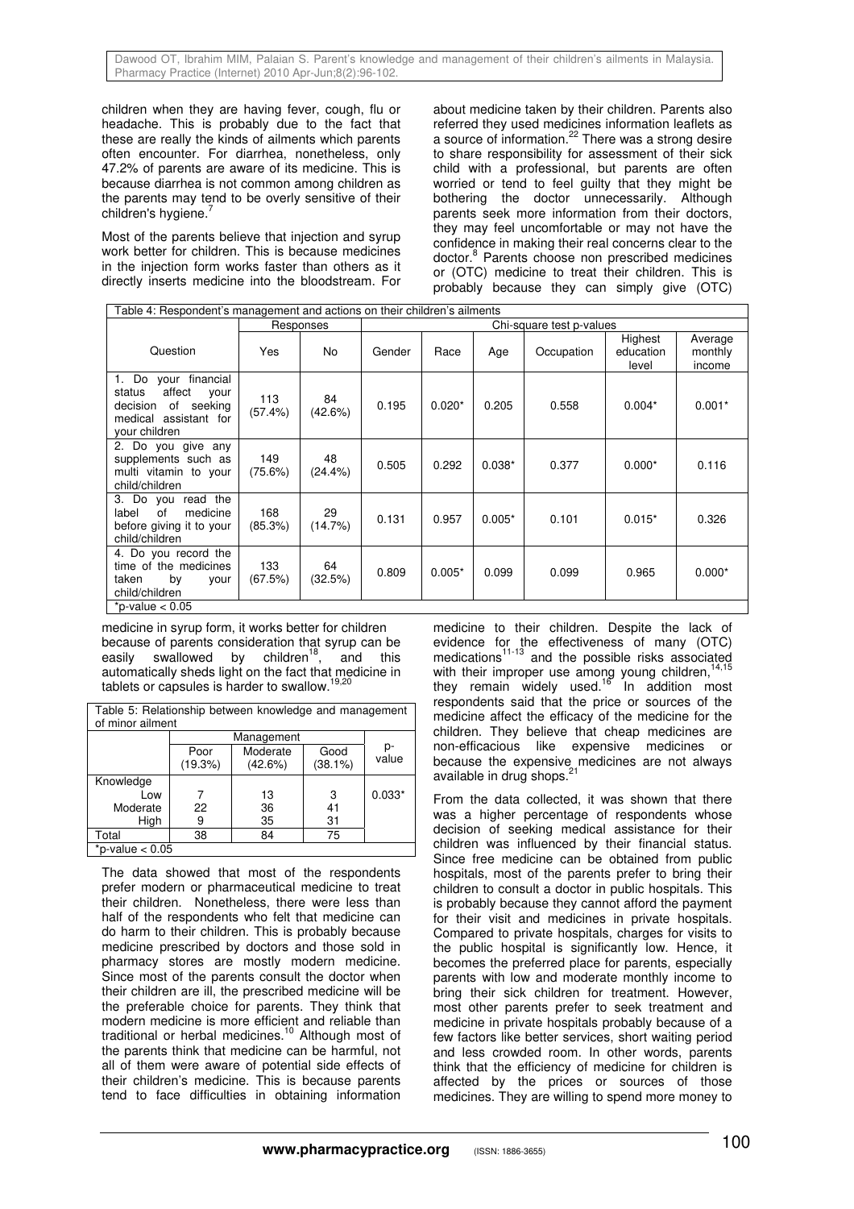children when they are having fever, cough, flu or headache. This is probably due to the fact that these are really the kinds of ailments which parents often encounter. For diarrhea, nonetheless, only 47.2% of parents are aware of its medicine. This is because diarrhea is not common among children as the parents may tend to be overly sensitive of their children's hygiene.[7]

Most of the parents believe that injection and syrup work better for children. This is because medicines in the injection form works faster than others as it directly inserts medicine into the bloodstream. For medicine in syrup form, it works better for children because of parents consideration that syrup can be easily swallowed by children[18], and this automatically sheds light on the fact that medicine in tablets or capsules is harder to swallow.[19,20]

| Table 4: Respondent's management and actions on their children's ailments | | | | | | | | |
|---|---|---|---|---|---|---|---|---|
| Question | Responses | | Chi-square test p-values | | | | | |
| | Yes | No | Gender | Race | Age | Occupation | Highest education level | Average monthly income |
| 1. Do your financial status affect your decision of seeking medical assistant for your children | 113 (57.4%) | 84 (42.6%) | 0.195 | 0.020* | 0.205 | 0.558 | 0.004* | 0.001* |
| 2. Do you give any supplements such as multi vitamin to your child/children | 149 (75.6%) | 48 (24.4%) | 0.505 | 0.292 | 0.038* | 0.377 | 0.000* | 0.116 |
| 3. Do you read the label of medicine before giving it to your child/children | 168 (85.3%) | 29 (14.7%) | 0.131 | 0.957 | 0.005* | 0.101 | 0.015* | 0.326 |
| 4. Do you record the time of the medicines taken by your child/children | 133 (67.5%) | 64 (32.5%) | 0.809 | 0.005* | 0.099 | 0.099 | 0.965 | 0.000* |

*p-value < 0.05

| Table 5: Relationship between knowledge and management of minor ailment | | | | |
|---|---|---|---|---|
| | Management | | | p-value |
| | Poor (19.3%) | Moderate (42.6%) | Good (38.1%) | |
| Knowledge | | | | |
| Low | 7 | 13 | 3 | 0.033* |
| Moderate | 22 | 36 | 41 | |
| High | 9 | 35 | 31 | |
| Total | 38 | 84 | 75 | |

*p-value < 0.05

The data showed that most of the respondents prefer modern or pharmaceutical medicine to treat their children. Nonetheless, there were less than half of the respondents who felt that medicine can do harm to their children. This is probably because medicine prescribed by doctors and those sold in pharmacy stores are mostly modern medicine. Since most of the parents consult the doctor when their children are ill, the prescribed medicine will be the preferable choice for parents. They think that modern medicine is more efficient and reliable than traditional or herbal medicines.[10] Although most of the parents think that medicine can be harmful, not all of them were aware of potential side effects of their children's medicine. This is because parents tend to face difficulties in obtaining information about medicine taken by their children. Parents also referred they used medicines information leaflets as a source of information.[22] There was a strong desire to share responsibility for assessment of their sick child with a professional, but parents are often worried or tend to feel guilty that they might be bothering the doctor unnecessarily. Although parents seek more information from their doctors, they may feel uncomfortable or may not have the confidence in making their real concerns clear to the doctor.[8] Parents choose non prescribed medicines or (OTC) medicine to treat their children. This is probably because they can simply give (OTC) medicine to their children. Despite the lack of evidence for the effectiveness of many (OTC) medications[11-13] and the possible risks associated with their improper use among young children,[14,15] they remain widely used.[16] In addition most respondents said that the price or sources of the medicine affect the efficacy of the medicine for the children. They believe that cheap medicines are non-efficacious like expensive medicines or because the expensive medicines are not always available in drug shops.[21]

From the data collected, it was shown that there was a higher percentage of respondents whose decision of seeking medical assistance for their children was influenced by their financial status. Since free medicine can be obtained from public hospitals, most of the parents prefer to bring their children to consult a doctor in public hospitals. This is probably because they cannot afford the payment for their visit and medicines in private hospitals. Compared to private hospitals, charges for visits to the public hospital is significantly low. Hence, it becomes the preferred place for parents, especially parents with low and moderate monthly income to bring their sick children for treatment. However, most other parents prefer to seek treatment and medicine in private hospitals probably because of a few factors like better services, short waiting period and less crowded room. In other words, parents think that the efficiency of medicine for children is affected by the prices or sources of those medicines. They are willing to spend more money to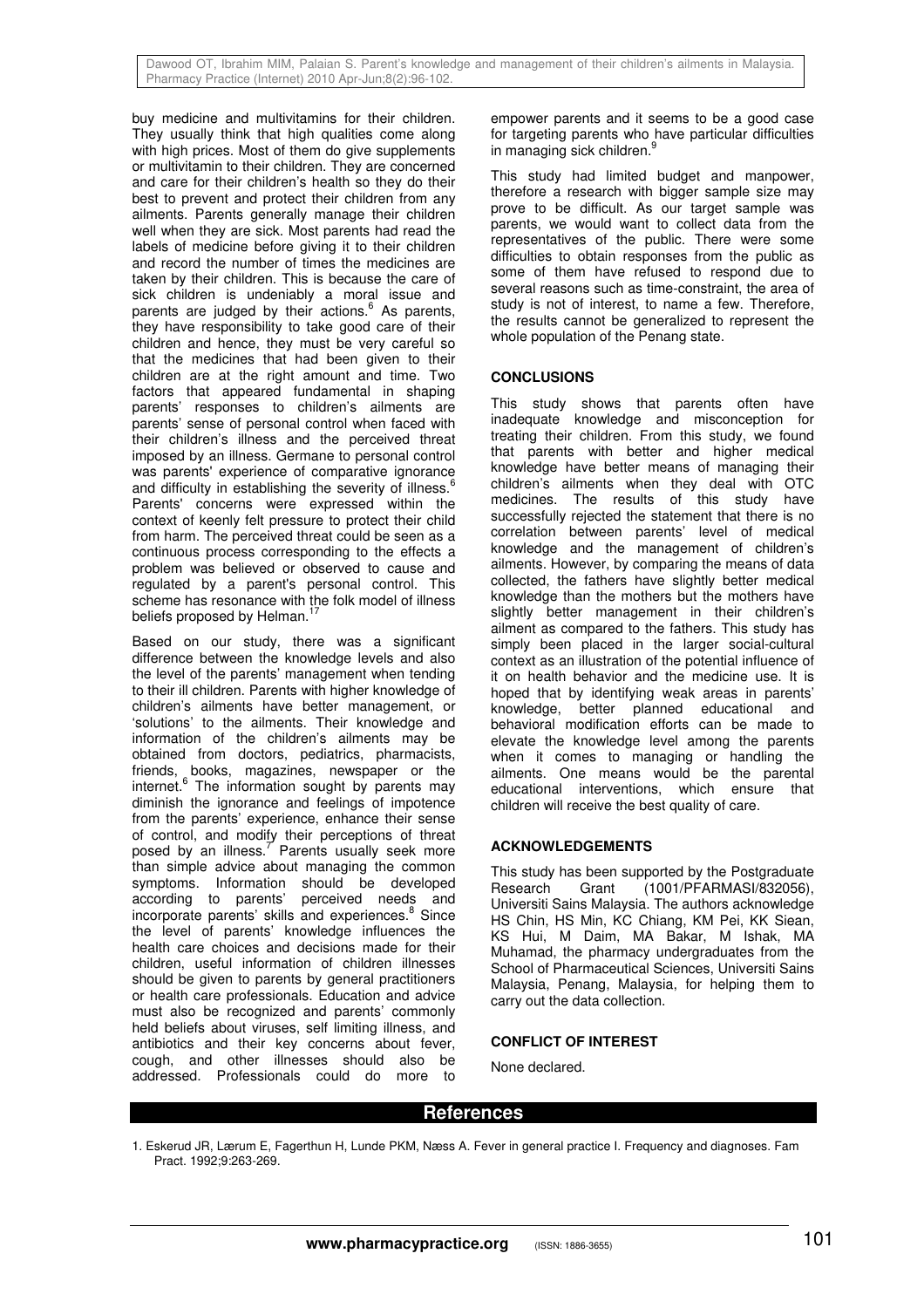buy medicine and multivitamins for their children. They usually think that high qualities come along with high prices. Most of them do give supplements or multivitamin to their children. They are concerned and care for their children's health so they do their best to prevent and protect their children from any ailments. Parents generally manage their children well when they are sick. Most parents had read the labels of medicine before giving it to their children and record the number of times the medicines are taken by their children. This is because the care of sick children is undeniably a moral issue and parents are judged by their actions.[6] As parents, they have responsibility to take good care of their children and hence, they must be very careful so that the medicines that had been given to their children are at the right amount and time. Two factors that appeared fundamental in shaping parents' responses to children's ailments are parents' sense of personal control when faced with their children's illness and the perceived threat imposed by an illness. Germane to personal control was parents' experience of comparative ignorance and difficulty in establishing the severity of illness.[6] Parents' concerns were expressed within the context of keenly felt pressure to protect their child from harm. The perceived threat could be seen as a continuous process corresponding to the effects a problem was believed or observed to cause and regulated by a parent's personal control. This scheme has resonance with the folk model of illness beliefs proposed by Helman.[17]

Based on our study, there was a significant difference between the knowledge levels and also the level of the parents' management when tending to their ill children. Parents with higher knowledge of children's ailments have better management, or 'solutions' to the ailments. Their knowledge and information of the children's ailments may be obtained from doctors, pediatrics, pharmacists, friends, books, magazines, newspaper or the internet.[6] The information sought by parents may diminish the ignorance and feelings of impotence from the parents' experience, enhance their sense of control, and modify their perceptions of threat posed by an illness.[7] Parents usually seek more than simple advice about managing the common symptoms. Information should be developed according to parents' perceived needs and incorporate parents' skills and experiences.[8] Since the level of parents' knowledge influences the health care choices and decisions made for their children, useful information of children illnesses should be given to parents by general practitioners or health care professionals. Education and advice must also be recognized and parents' commonly held beliefs about viruses, self limiting illness, and antibiotics and their key concerns about fever, cough, and other illnesses should also be addressed. Professionals could do more to empower parents and it seems to be a good case for targeting parents who have particular difficulties in managing sick children.[9]

This study had limited budget and manpower, therefore a research with bigger sample size may prove to be difficult. As our target sample was parents, we would want to collect data from the representatives of the public. There were some difficulties to obtain responses from the public as some of them have refused to respond due to several reasons such as time-constraint, the area of study is not of interest, to name a few. Therefore, the results cannot be generalized to represent the whole population of the Penang state.

## CONCLUSIONS

This study shows that parents often have inadequate knowledge and misconception for treating their children. From this study, we found that parents with better and higher medical knowledge have better means of managing their children's ailments when they deal with OTC medicines. The results of this study have successfully rejected the statement that there is no correlation between parents' level of medical knowledge and the management of children's ailments. However, by comparing the means of data collected, the fathers have slightly better medical knowledge than the mothers but the mothers have slightly better management in their children's ailment as compared to the fathers. This study has simply been placed in the larger social-cultural context as an illustration of the potential influence of it on health behavior and the medicine use. It is hoped that by identifying weak areas in parents' knowledge, better planned educational and behavioral modification efforts can be made to elevate the knowledge level among the parents when it comes to managing or handling the ailments. One means would be the parental educational interventions, which ensure that children will receive the best quality of care.

## ACKNOWLEDGEMENTS

This study has been supported by the Postgraduate Research Grant (1001/PFARMASI/832056), Universiti Sains Malaysia. The authors acknowledge HS Chin, HS Min, KC Chiang, KM Pei, KK Siean, KS Hui, M Daim, MA Bakar, M Ishak, MA Muhamad, the pharmacy undergraduates from the School of Pharmaceutical Sciences, Universiti Sains Malaysia, Penang, Malaysia, for helping them to carry out the data collection.

## CONFLICT OF INTEREST

None declared.

## References

1. Eskerud JR, Lærum E, Fagerthun H, Lunde PKM, Næss A. Fever in general practice I. Frequency and diagnoses. Fam Pract. 1992;9:263-269.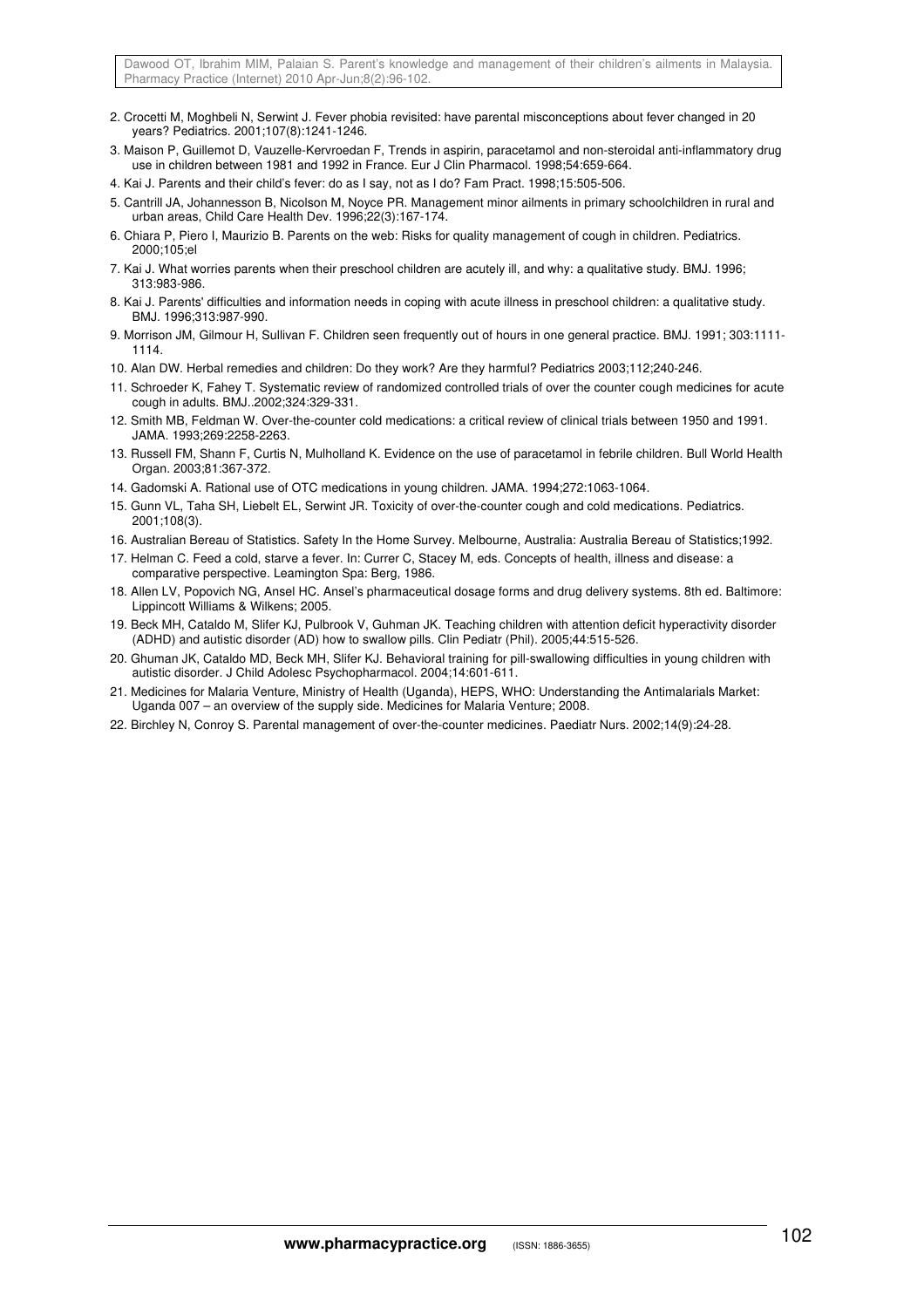2. Crocetti M, Moghbeli N, Serwint J. Fever phobia revisited: have parental misconceptions about fever changed in 20 years? Pediatrics. 2001;107(8):1241-1246.
3. Maison P, Guillemot D, Vauzelle-Kervroedan F, Trends in aspirin, paracetamol and non-steroidal anti-inflammatory drug use in children between 1981 and 1992 in France. Eur J Clin Pharmacol. 1998;54:659-664.
4. Kai J. Parents and their child's fever: do as I say, not as I do? Fam Pract. 1998;15:505-506.
5. Cantrill JA, Johannesson B, Nicolson M, Noyce PR. Management minor ailments in primary schoolchildren in rural and urban areas, Child Care Health Dev. 1996;22(3):167-174.
6. Chiara P, Piero I, Maurizio B. Parents on the web: Risks for quality management of cough in children. Pediatrics. 2000;105;el
7. Kai J. What worries parents when their preschool children are acutely ill, and why: a qualitative study. BMJ. 1996; 313:983-986.
8. Kai J. Parents' difficulties and information needs in coping with acute illness in preschool children: a qualitative study. BMJ. 1996;313:987-990.
9. Morrison JM, Gilmour H, Sullivan F. Children seen frequently out of hours in one general practice. BMJ. 1991; 303:1111-1114.
10. Alan DW. Herbal remedies and children: Do they work? Are they harmful? Pediatrics 2003;112;240-246.
11. Schroeder K, Fahey T. Systematic review of randomized controlled trials of over the counter cough medicines for acute cough in adults. BMJ..2002;324:329-331.
12. Smith MB, Feldman W. Over-the-counter cold medications: a critical review of clinical trials between 1950 and 1991. JAMA. 1993;269:2258-2263.
13. Russell FM, Shann F, Curtis N, Mulholland K. Evidence on the use of paracetamol in febrile children. Bull World Health Organ. 2003;81:367-372.
14. Gadomski A. Rational use of OTC medications in young children. JAMA. 1994;272:1063-1064.
15. Gunn VL, Taha SH, Liebelt EL, Serwint JR. Toxicity of over-the-counter cough and cold medications. Pediatrics. 2001;108(3).
16. Australian Bereau of Statistics. Safety In the Home Survey. Melbourne, Australia: Australia Bereau of Statistics;1992.
17. Helman C. Feed a cold, starve a fever. In: Currer C, Stacey M, eds. Concepts of health, illness and disease: a comparative perspective. Leamington Spa: Berg, 1986.
18. Allen LV, Popovich NG, Ansel HC. Ansel's pharmaceutical dosage forms and drug delivery systems. 8th ed. Baltimore: Lippincott Williams & Wilkens; 2005.
19. Beck MH, Cataldo M, Slifer KJ, Pulbrook V, Guhman JK. Teaching children with attention deficit hyperactivity disorder (ADHD) and autistic disorder (AD) how to swallow pills. Clin Pediatr (Phil). 2005;44:515-526.
20. Ghuman JK, Cataldo MD, Beck MH, Slifer KJ. Behavioral training for pill-swallowing difficulties in young children with autistic disorder. J Child Adolesc Psychopharmacol. 2004;14:601-611.
21. Medicines for Malaria Venture, Ministry of Health (Uganda), HEPS, WHO: Understanding the Antimalarials Market: Uganda 007 – an overview of the supply side. Medicines for Malaria Venture; 2008.
22. Birchley N, Conroy S. Parental management of over-the-counter medicines. Paediatr Nurs. 2002;14(9):24-28.